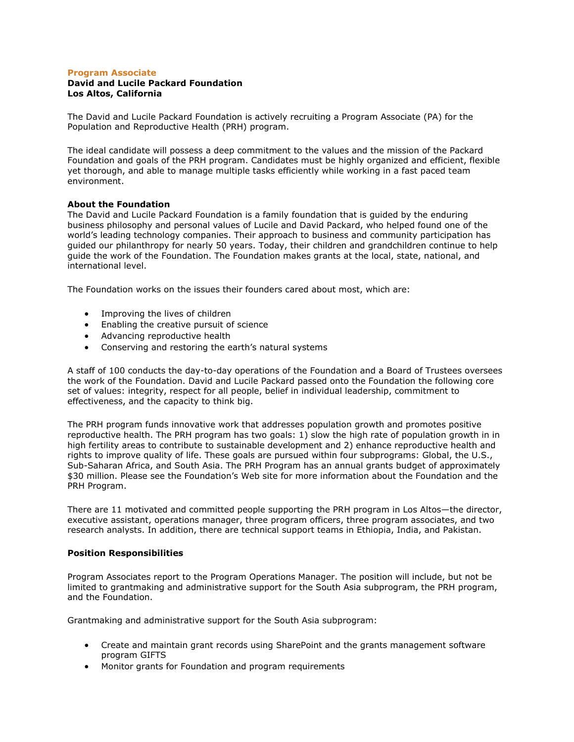**Program Associate**
**David and Lucile Packard Foundation**
**Los Altos, California**

The David and Lucile Packard Foundation is actively recruiting a Program Associate (PA) for the Population and Reproductive Health (PRH) program.

The ideal candidate will possess a deep commitment to the values and the mission of the Packard Foundation and goals of the PRH program. Candidates must be highly organized and efficient, flexible yet thorough, and able to manage multiple tasks efficiently while working in a fast paced team environment.

**About the Foundation**
The David and Lucile Packard Foundation is a family foundation that is guided by the enduring business philosophy and personal values of Lucile and David Packard, who helped found one of the world's leading technology companies. Their approach to business and community participation has guided our philanthropy for nearly 50 years. Today, their children and grandchildren continue to help guide the work of the Foundation. The Foundation makes grants at the local, state, national, and international level.

The Foundation works on the issues their founders cared about most, which are:

- Improving the lives of children
- Enabling the creative pursuit of science
- Advancing reproductive health
- Conserving and restoring the earth's natural systems

A staff of 100 conducts the day-to-day operations of the Foundation and a Board of Trustees oversees the work of the Foundation. David and Lucile Packard passed onto the Foundation the following core set of values: integrity, respect for all people, belief in individual leadership, commitment to effectiveness, and the capacity to think big.

The PRH program funds innovative work that addresses population growth and promotes positive reproductive health. The PRH program has two goals: 1) slow the high rate of population growth in in high fertility areas to contribute to sustainable development and 2) enhance reproductive health and rights to improve quality of life. These goals are pursued within four subprograms: Global, the U.S., Sub-Saharan Africa, and South Asia. The PRH Program has an annual grants budget of approximately $30 million. Please see the Foundation's Web site for more information about the Foundation and the PRH Program.

There are 11 motivated and committed people supporting the PRH program in Los Altos—the director, executive assistant, operations manager, three program officers, three program associates, and two research analysts. In addition, there are technical support teams in Ethiopia, India, and Pakistan.

**Position Responsibilities**

Program Associates report to the Program Operations Manager. The position will include, but not be limited to grantmaking and administrative support for the South Asia subprogram, the PRH program, and the Foundation.

Grantmaking and administrative support for the South Asia subprogram:

- Create and maintain grant records using SharePoint and the grants management software program GIFTS
- Monitor grants for Foundation and program requirements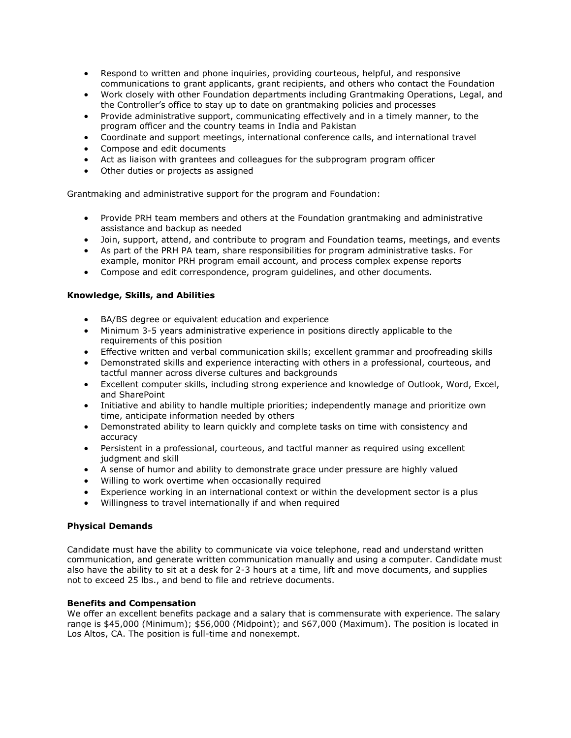- Respond to written and phone inquiries, providing courteous, helpful, and responsive communications to grant applicants, grant recipients, and others who contact the Foundation
- Work closely with other Foundation departments including Grantmaking Operations, Legal, and the Controller's office to stay up to date on grantmaking policies and processes
- Provide administrative support, communicating effectively and in a timely manner, to the program officer and the country teams in India and Pakistan
- Coordinate and support meetings, international conference calls, and international travel
- Compose and edit documents
- Act as liaison with grantees and colleagues for the subprogram program officer
- Other duties or projects as assigned

Grantmaking and administrative support for the program and Foundation:

- Provide PRH team members and others at the Foundation grantmaking and administrative assistance and backup as needed
- Join, support, attend, and contribute to program and Foundation teams, meetings, and events
- As part of the PRH PA team, share responsibilities for program administrative tasks. For example, monitor PRH program email account, and process complex expense reports
- Compose and edit correspondence, program guidelines, and other documents.

**Knowledge, Skills, and Abilities**

- BA/BS degree or equivalent education and experience
- Minimum 3-5 years administrative experience in positions directly applicable to the requirements of this position
- Effective written and verbal communication skills; excellent grammar and proofreading skills
- Demonstrated skills and experience interacting with others in a professional, courteous, and tactful manner across diverse cultures and backgrounds
- Excellent computer skills, including strong experience and knowledge of Outlook, Word, Excel, and SharePoint
- Initiative and ability to handle multiple priorities; independently manage and prioritize own time, anticipate information needed by others
- Demonstrated ability to learn quickly and complete tasks on time with consistency and accuracy
- Persistent in a professional, courteous, and tactful manner as required using excellent judgment and skill
- A sense of humor and ability to demonstrate grace under pressure are highly valued
- Willing to work overtime when occasionally required
- Experience working in an international context or within the development sector is a plus
- Willingness to travel internationally if and when required

**Physical Demands**

Candidate must have the ability to communicate via voice telephone, read and understand written communication, and generate written communication manually and using a computer. Candidate must also have the ability to sit at a desk for 2-3 hours at a time, lift and move documents, and supplies not to exceed 25 lbs., and bend to file and retrieve documents.

**Benefits and Compensation**

We offer an excellent benefits package and a salary that is commensurate with experience. The salary range is $45,000 (Minimum); $56,000 (Midpoint); and $67,000 (Maximum). The position is located in Los Altos, CA. The position is full-time and nonexempt.